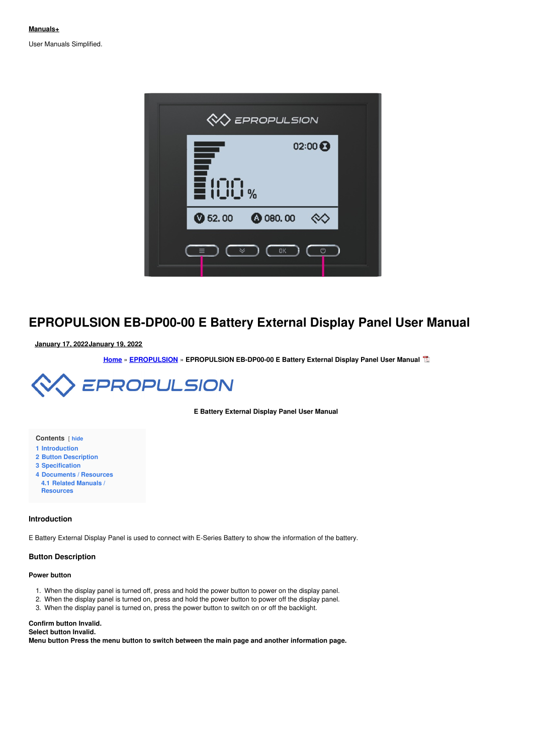Manuals+

User Manuals Simplified.

# EPROPULSION EB-DP00-00 E Battery External Display Panel User Manual

January 17, 2022January 19, 2022

Home » EPROPULSION » EPROPULSION EB-DP00-00 E Battery External Display Panel User Manual

**E Battery External Display Panel User Manual**

Contents [ hide
1 Introduction
2 Button Description
3 Specification
4 Documents / Resources
4.1 Related Manuals / Resources

### Introduction

E Battery External Display Panel is used to connect with E-Series Battery to show the information of the battery.

### Button Description

**Power button**

1. When the display panel is turned off, press and hold the power button to power on the display panel.
2. When the display panel is turned on, press and hold the power button to power off the display panel.
3. When the display panel is turned on, press the power button to switch on or off the backlight.

**Confirm button Invalid.**
**Select button Invalid.**
**Menu button Press the menu button to switch between the main page and another information page.**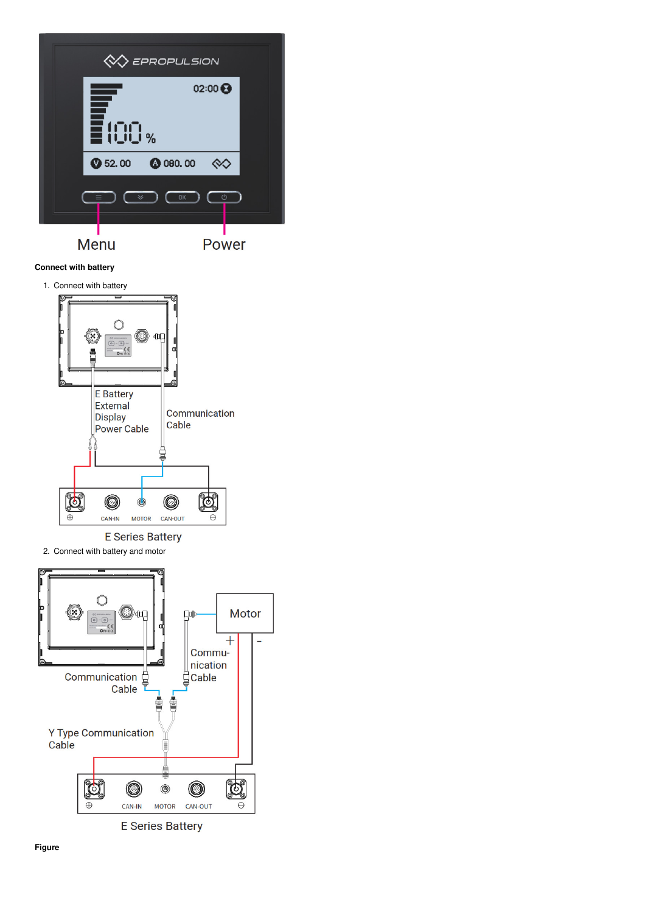Menu Power

**Connect with battery**

1. Connect with battery

E Battery External Display Power Cable

Communication Cable

CAN-IN MOTOR CAN-OUT

E Series Battery

2. Connect with battery and motor

Motor

Communication Cable

Commu-nication Cable

Y Type Communication Cable

CAN-IN MOTOR CAN-OUT

E Series Battery

**Figure**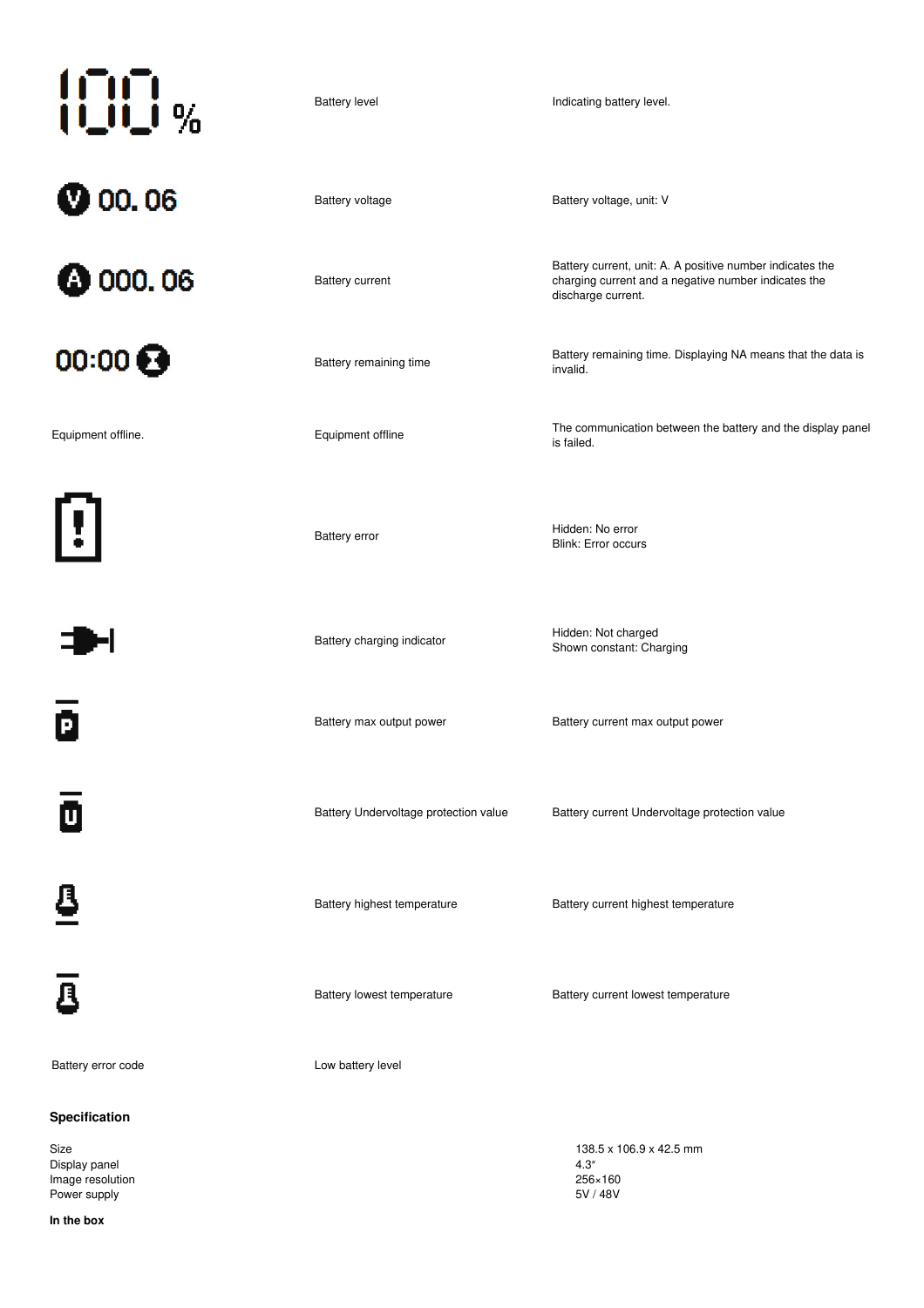| | | |
|---|---|---|
| 100 % | Battery level | Indicating battery level. |
| V 00. 06 | Battery voltage | Battery voltage, unit: V |
| A 000. 06 | Battery current | Battery current, unit: A. A positive number indicates the charging current and a negative number indicates the discharge current. |
| 00:00 | Battery remaining time | Battery remaining time. Displaying NA means that the data is invalid. |
| Equipment offline. | Equipment offline | The communication between the battery and the display panel is failed. |
| | Battery error | Hidden: No error<br>Blink: Error occurs |
| | Battery charging indicator | Hidden: Not charged<br>Shown constant: Charging |
| P | Battery max output power | Battery current max output power |
| U | Battery Undervoltage protection value | Battery current Undervoltage protection value |
| | Battery highest temperature | Battery current highest temperature |
| | Battery lowest temperature | Battery current lowest temperature |
| Battery error code | Low battery level | |

### Specification

| | |
|---|---|
| Size | 138.5 x 106.9 x 42.5 mm |
| Display panel | 4.3″ |
| Image resolution | 256×160 |
| Power supply | 5V / 48V |

**In the box**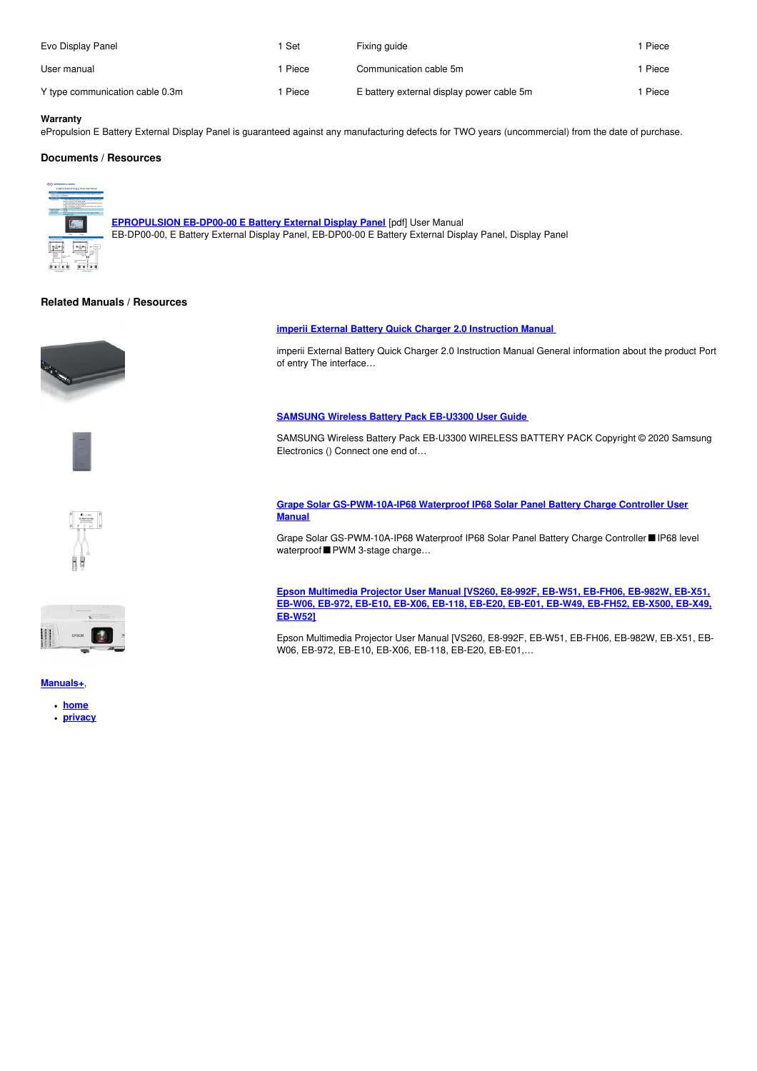| | | | |
|---|---|---|---|
| Evo Display Panel | 1 Set | Fixing guide | 1 Piece |
| User manual | 1 Piece | Communication cable 5m | 1 Piece |
| Y type communication cable 0.3m | 1 Piece | E battery external display power cable 5m | 1 Piece |

**Warranty**

ePropulsion E Battery External Display Panel is guaranteed against any manufacturing defects for TWO years (uncommercial) from the date of purchase.

### Documents / Resources

**EPROPULSION EB-DP00-00 E Battery External Display Panel** [pdf] User Manual
EB-DP00-00, E Battery External Display Panel, EB-DP00-00 E Battery External Display Panel, Display Panel

### Related Manuals / Resources

**imperii External Battery Quick Charger 2.0 Instruction Manual**

imperii External Battery Quick Charger 2.0 Instruction Manual General information about the product Port of entry The interface…

**SAMSUNG Wireless Battery Pack EB-U3300 User Guide**

SAMSUNG Wireless Battery Pack EB-U3300 WIRELESS BATTERY PACK Copyright © 2020 Samsung Electronics () Connect one end of…

**Grape Solar GS-PWM-10A-IP68 Waterproof IP68 Solar Panel Battery Charge Controller User Manual**

Grape Solar GS-PWM-10A-IP68 Waterproof IP68 Solar Panel Battery Charge Controller ■ IP68 level waterproof ■ PWM 3-stage charge…

**Epson Multimedia Projector User Manual [VS260, E8-992F, EB-W51, EB-FH06, EB-982W, EB-X51, EB-W06, EB-972, EB-E10, EB-X06, EB-118, EB-E20, EB-E01, EB-W49, EB-FH52, EB-X500, EB-X49, EB-W52]**

Epson Multimedia Projector User Manual [VS260, E8-992F, EB-W51, EB-FH06, EB-982W, EB-X51, EB-W06, EB-972, EB-E10, EB-X06, EB-118, EB-E20, EB-E01,…

**Manuals+**,

- **home**
- **privacy**